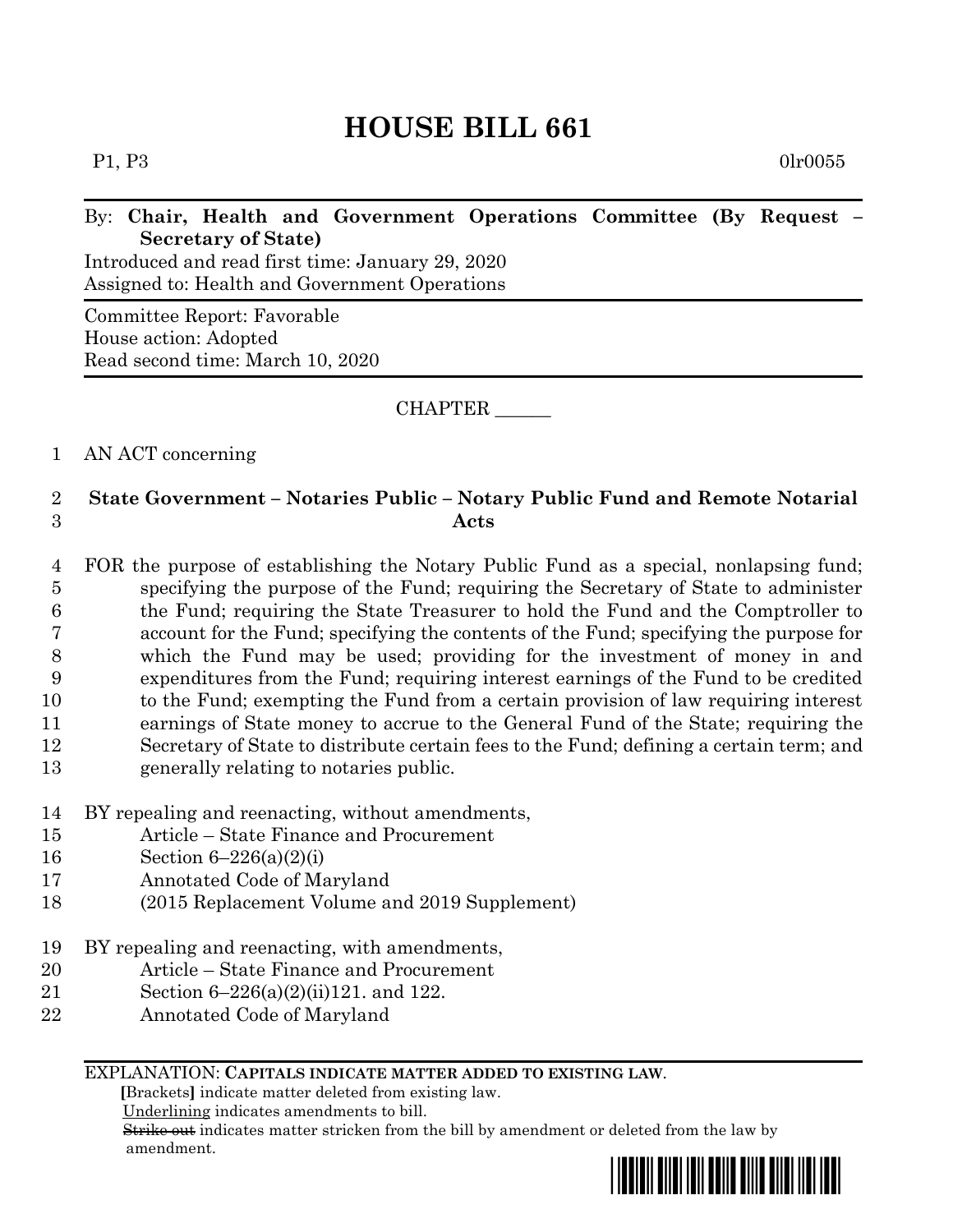# HOUSE BILL 661

P1, P3 0lr0055

By: **Chair, Health and Government Operations Committee (By Request – Secretary of State)**
Introduced and read first time: January 29, 2020
Assigned to: Health and Government Operations

Committee Report: Favorable
House action: Adopted
Read second time: March 10, 2020

CHAPTER ______

1 AN ACT concerning

2 **State Government – Notaries Public – Notary Public Fund and Remote Notarial**
3 **Acts**

4 FOR the purpose of establishing the Notary Public Fund as a special, nonlapsing fund;
5 specifying the purpose of the Fund; requiring the Secretary of State to administer
6 the Fund; requiring the State Treasurer to hold the Fund and the Comptroller to
7 account for the Fund; specifying the contents of the Fund; specifying the purpose for
8 which the Fund may be used; providing for the investment of money in and
9 expenditures from the Fund; requiring interest earnings of the Fund to be credited
10 to the Fund; exempting the Fund from a certain provision of law requiring interest
11 earnings of State money to accrue to the General Fund of the State; requiring the
12 Secretary of State to distribute certain fees to the Fund; defining a certain term; and
13 generally relating to notaries public.

14 BY repealing and reenacting, without amendments,
15 Article – State Finance and Procurement
16 Section 6–226(a)(2)(i)
17 Annotated Code of Maryland
18 (2015 Replacement Volume and 2019 Supplement)

19 BY repealing and reenacting, with amendments,
20 Article – State Finance and Procurement
21 Section 6–226(a)(2)(ii)121. and 122.
22 Annotated Code of Maryland

EXPLANATION: **CAPITALS INDICATE MATTER ADDED TO EXISTING LAW.**
**[**Brackets**]** indicate matter deleted from existing law.
Underlining indicates amendments to bill.
~~Strike out~~ indicates matter stricken from the bill by amendment or deleted from the law by amendment.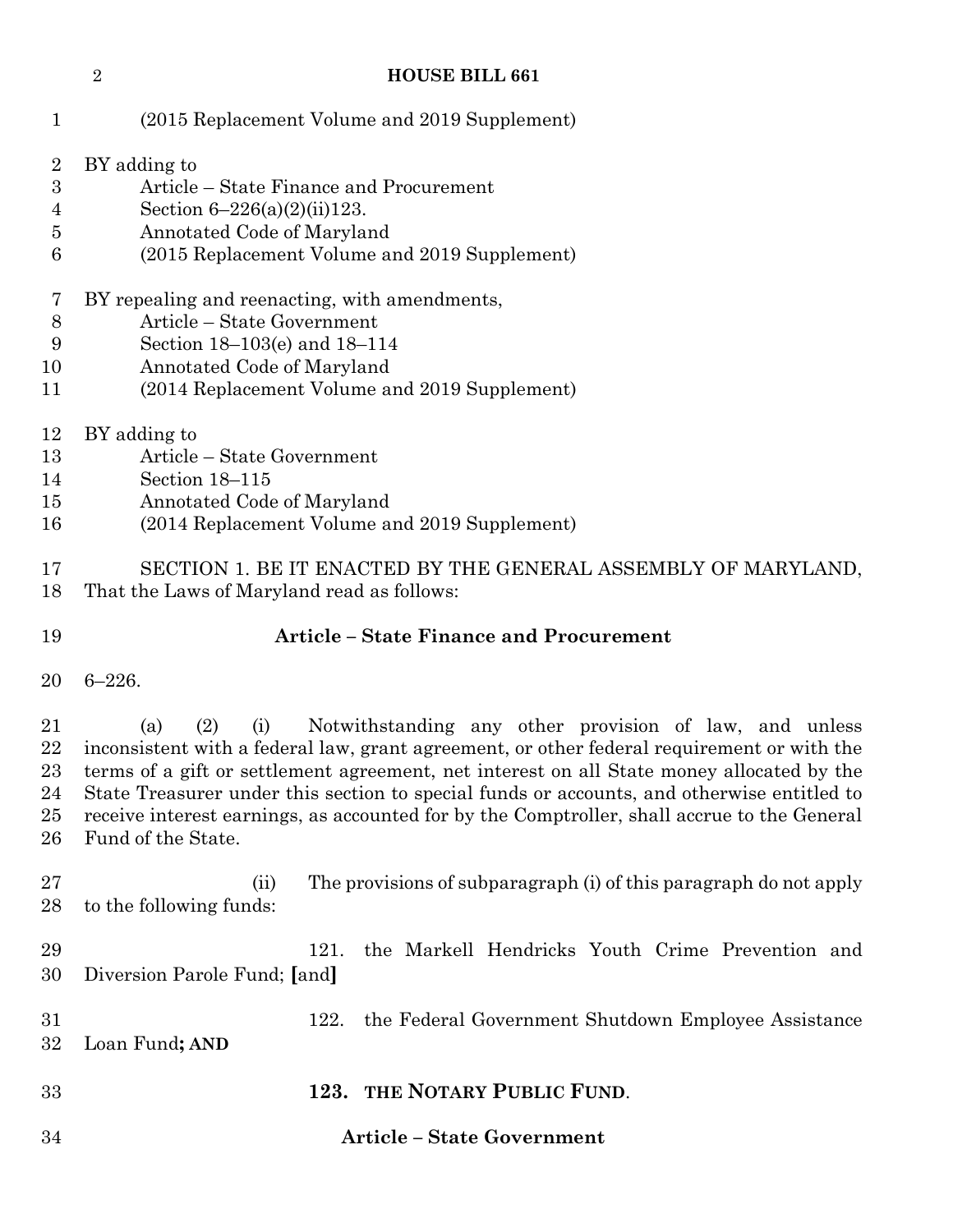(2015 Replacement Volume and 2019 Supplement)

BY adding to
Article – State Finance and Procurement
Section 6–226(a)(2)(ii)123.
Annotated Code of Maryland
(2015 Replacement Volume and 2019 Supplement)

BY repealing and reenacting, with amendments,
Article – State Government
Section 18–103(e) and 18–114
Annotated Code of Maryland
(2014 Replacement Volume and 2019 Supplement)

BY adding to
Article – State Government
Section 18–115
Annotated Code of Maryland
(2014 Replacement Volume and 2019 Supplement)

SECTION 1. BE IT ENACTED BY THE GENERAL ASSEMBLY OF MARYLAND, That the Laws of Maryland read as follows:

**Article – State Finance and Procurement**

6–226.

(a) (2) (i) Notwithstanding any other provision of law, and unless inconsistent with a federal law, grant agreement, or other federal requirement or with the terms of a gift or settlement agreement, net interest on all State money allocated by the State Treasurer under this section to special funds or accounts, and otherwise entitled to receive interest earnings, as accounted for by the Comptroller, shall accrue to the General Fund of the State.

(ii) The provisions of subparagraph (i) of this paragraph do not apply to the following funds:

121. the Markell Hendricks Youth Crime Prevention and Diversion Parole Fund; [and]

122. the Federal Government Shutdown Employee Assistance Loan Fund**; AND**

**123. THE NOTARY PUBLIC FUND**.

**Article – State Government**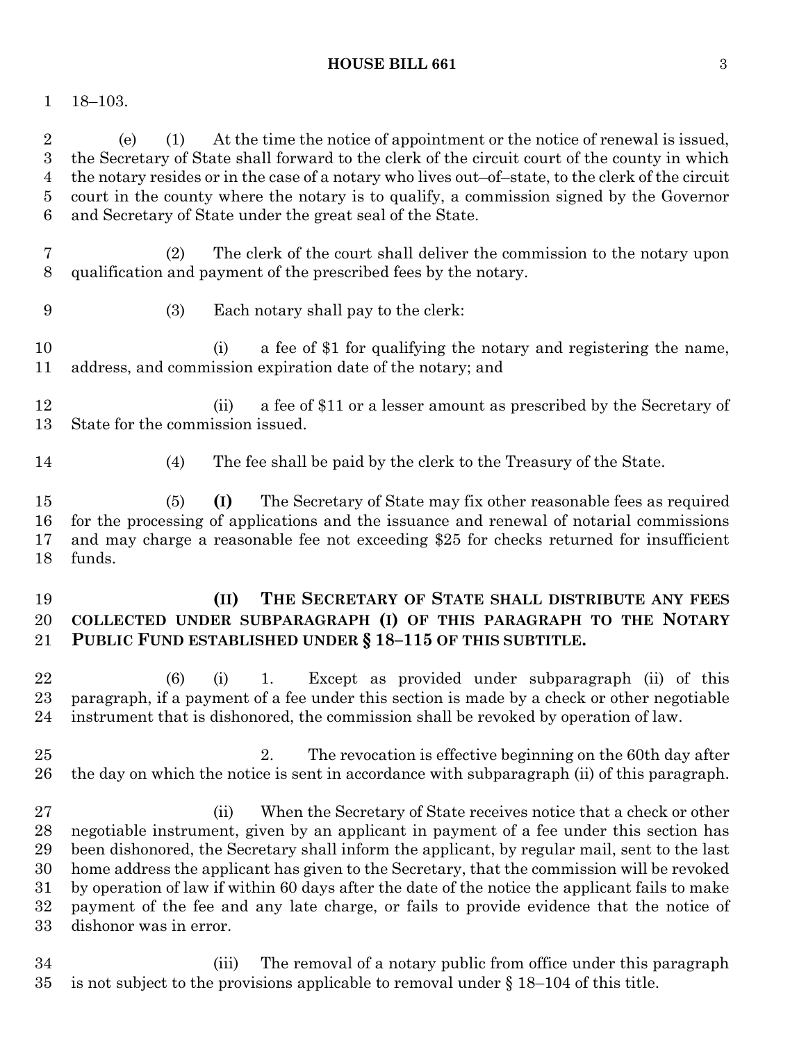18–103.

(e) (1) At the time the notice of appointment or the notice of renewal is issued, the Secretary of State shall forward to the clerk of the circuit court of the county in which the notary resides or in the case of a notary who lives out–of–state, to the clerk of the circuit court in the county where the notary is to qualify, a commission signed by the Governor and Secretary of State under the great seal of the State.

(2) The clerk of the court shall deliver the commission to the notary upon qualification and payment of the prescribed fees by the notary.

(3) Each notary shall pay to the clerk:

(i) a fee of $1 for qualifying the notary and registering the name, address, and commission expiration date of the notary; and

(ii) a fee of $11 or a lesser amount as prescribed by the Secretary of State for the commission issued.

(4) The fee shall be paid by the clerk to the Treasury of the State.

(5) **(I)** The Secretary of State may fix other reasonable fees as required for the processing of applications and the issuance and renewal of notarial commissions and may charge a reasonable fee not exceeding $25 for checks returned for insufficient funds.

**(II) THE SECRETARY OF STATE SHALL DISTRIBUTE ANY FEES COLLECTED UNDER SUBPARAGRAPH (I) OF THIS PARAGRAPH TO THE NOTARY PUBLIC FUND ESTABLISHED UNDER § 18–115 OF THIS SUBTITLE.**

(6) (i) 1. Except as provided under subparagraph (ii) of this paragraph, if a payment of a fee under this section is made by a check or other negotiable instrument that is dishonored, the commission shall be revoked by operation of law.

2. The revocation is effective beginning on the 60th day after the day on which the notice is sent in accordance with subparagraph (ii) of this paragraph.

(ii) When the Secretary of State receives notice that a check or other negotiable instrument, given by an applicant in payment of a fee under this section has been dishonored, the Secretary shall inform the applicant, by regular mail, sent to the last home address the applicant has given to the Secretary, that the commission will be revoked by operation of law if within 60 days after the date of the notice the applicant fails to make payment of the fee and any late charge, or fails to provide evidence that the notice of dishonor was in error.

(iii) The removal of a notary public from office under this paragraph is not subject to the provisions applicable to removal under § 18–104 of this title.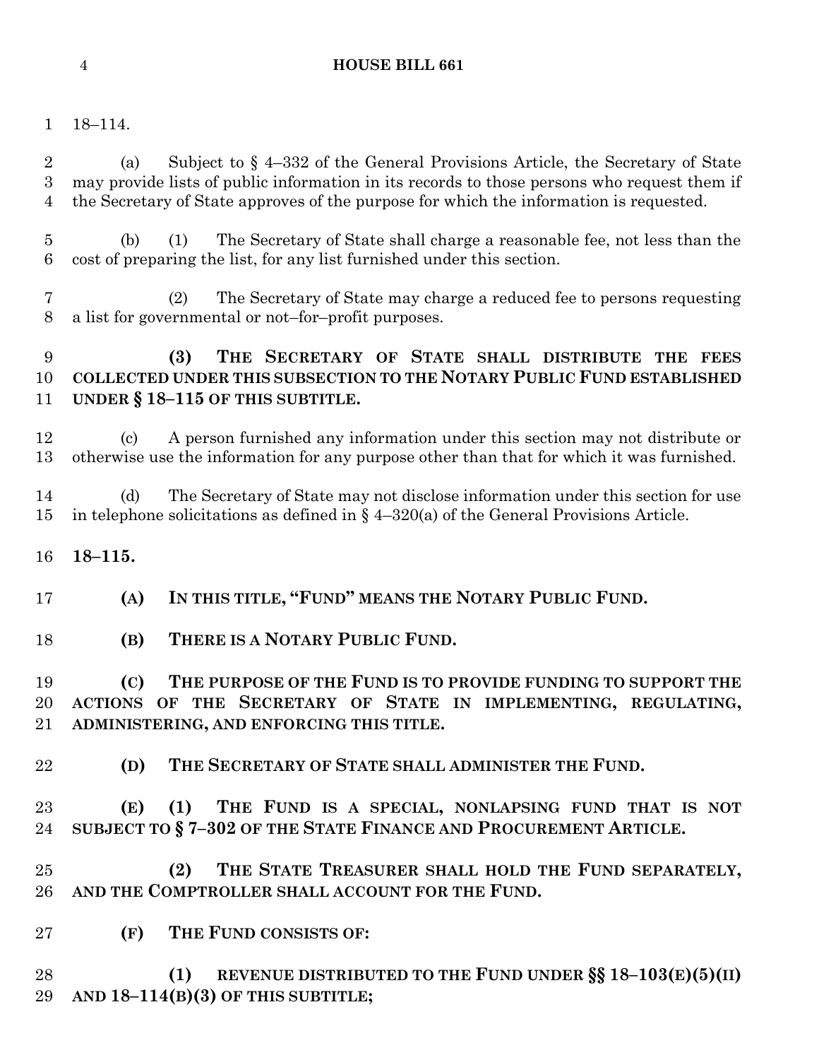18–114.

(a) Subject to § 4–332 of the General Provisions Article, the Secretary of State may provide lists of public information in its records to those persons who request them if the Secretary of State approves of the purpose for which the information is requested.

(b) (1) The Secretary of State shall charge a reasonable fee, not less than the cost of preparing the list, for any list furnished under this section.

(2) The Secretary of State may charge a reduced fee to persons requesting a list for governmental or not–for–profit purposes.

**(3) THE SECRETARY OF STATE SHALL DISTRIBUTE THE FEES COLLECTED UNDER THIS SUBSECTION TO THE NOTARY PUBLIC FUND ESTABLISHED UNDER § 18–115 OF THIS SUBTITLE.**

(c) A person furnished any information under this section may not distribute or otherwise use the information for any purpose other than that for which it was furnished.

(d) The Secretary of State may not disclose information under this section for use in telephone solicitations as defined in § 4–320(a) of the General Provisions Article.

**18–115.**

**(A) IN THIS TITLE, "FUND" MEANS THE NOTARY PUBLIC FUND.**

**(B) THERE IS A NOTARY PUBLIC FUND.**

**(C) THE PURPOSE OF THE FUND IS TO PROVIDE FUNDING TO SUPPORT THE ACTIONS OF THE SECRETARY OF STATE IN IMPLEMENTING, REGULATING, ADMINISTERING, AND ENFORCING THIS TITLE.**

**(D) THE SECRETARY OF STATE SHALL ADMINISTER THE FUND.**

**(E) (1) THE FUND IS A SPECIAL, NONLAPSING FUND THAT IS NOT SUBJECT TO § 7–302 OF THE STATE FINANCE AND PROCUREMENT ARTICLE.**

**(2) THE STATE TREASURER SHALL HOLD THE FUND SEPARATELY, AND THE COMPTROLLER SHALL ACCOUNT FOR THE FUND.**

**(F) THE FUND CONSISTS OF:**

**(1) REVENUE DISTRIBUTED TO THE FUND UNDER §§ 18–103(E)(5)(II) AND 18–114(B)(3) OF THIS SUBTITLE;**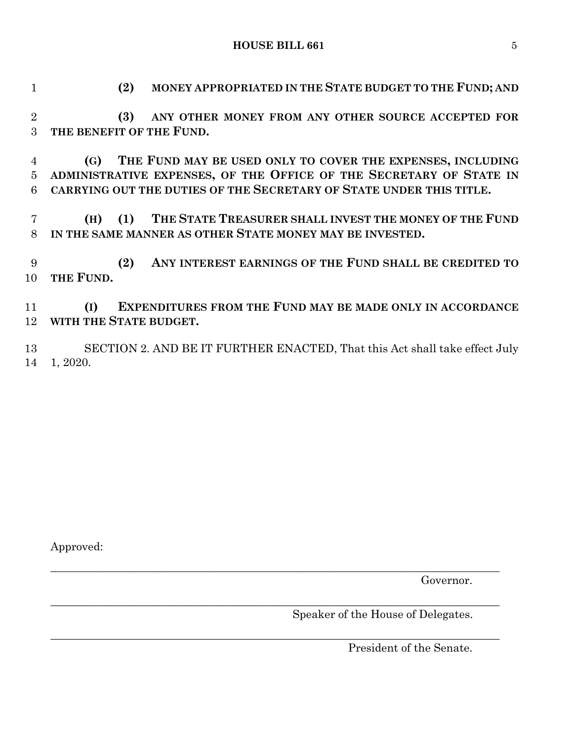**(2) MONEY APPROPRIATED IN THE STATE BUDGET TO THE FUND; AND**

**(3) ANY OTHER MONEY FROM ANY OTHER SOURCE ACCEPTED FOR THE BENEFIT OF THE FUND.**

**(G) THE FUND MAY BE USED ONLY TO COVER THE EXPENSES, INCLUDING ADMINISTRATIVE EXPENSES, OF THE OFFICE OF THE SECRETARY OF STATE IN CARRYING OUT THE DUTIES OF THE SECRETARY OF STATE UNDER THIS TITLE.**

**(H) (1) THE STATE TREASURER SHALL INVEST THE MONEY OF THE FUND IN THE SAME MANNER AS OTHER STATE MONEY MAY BE INVESTED.**

**(2) ANY INTEREST EARNINGS OF THE FUND SHALL BE CREDITED TO THE FUND.**

**(I) EXPENDITURES FROM THE FUND MAY BE MADE ONLY IN ACCORDANCE WITH THE STATE BUDGET.**

SECTION 2. AND BE IT FURTHER ENACTED, That this Act shall take effect July 1, 2020.

Approved:

\_\_\_\_\_\_\_\_\_\_\_\_\_\_\_\_\_\_\_\_\_\_\_\_\_\_\_\_\_\_\_\_\_\_\_\_\_\_\_\_\_\_\_\_\_\_\_\_

Governor.

\_\_\_\_\_\_\_\_\_\_\_\_\_\_\_\_\_\_\_\_\_\_\_\_\_\_\_\_\_\_\_\_\_\_\_\_\_\_\_\_\_\_\_\_\_\_\_\_

Speaker of the House of Delegates.

\_\_\_\_\_\_\_\_\_\_\_\_\_\_\_\_\_\_\_\_\_\_\_\_\_\_\_\_\_\_\_\_\_\_\_\_\_\_\_\_\_\_\_\_\_\_\_\_

President of the Senate.